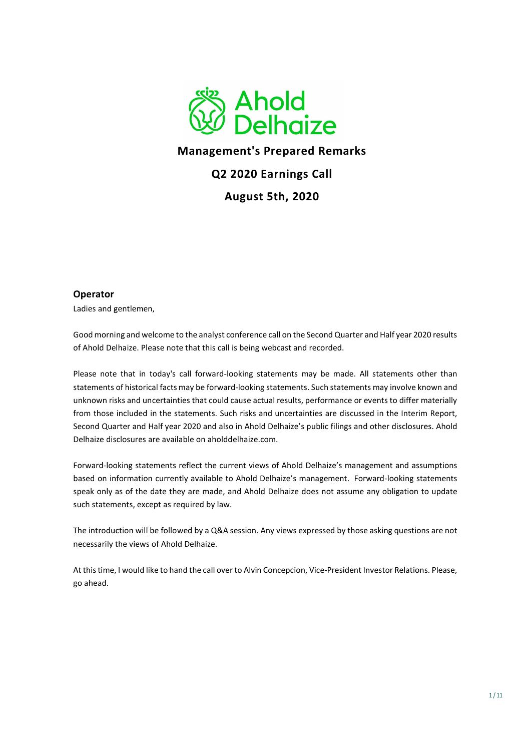Ahold Delhaize

# Management's Prepared Remarks

## Q2 2020 Earnings Call

## August 5th, 2020

### Operator

Ladies and gentlemen,

Good morning and welcome to the analyst conference call on the Second Quarter and Half year 2020 results of Ahold Delhaize. Please note that this call is being webcast and recorded.

Please note that in today's call forward-looking statements may be made. All statements other than statements of historical facts may be forward-looking statements. Such statements may involve known and unknown risks and uncertainties that could cause actual results, performance or events to differ materially from those included in the statements. Such risks and uncertainties are discussed in the Interim Report, Second Quarter and Half year 2020 and also in Ahold Delhaize's public filings and other disclosures. Ahold Delhaize disclosures are available on aholddelhaize.com.

Forward-looking statements reflect the current views of Ahold Delhaize's management and assumptions based on information currently available to Ahold Delhaize's management. Forward-looking statements speak only as of the date they are made, and Ahold Delhaize does not assume any obligation to update such statements, except as required by law.

The introduction will be followed by a Q&A session. Any views expressed by those asking questions are not necessarily the views of Ahold Delhaize.

At this time, I would like to hand the call over to Alvin Concepcion, Vice-President Investor Relations. Please, go ahead.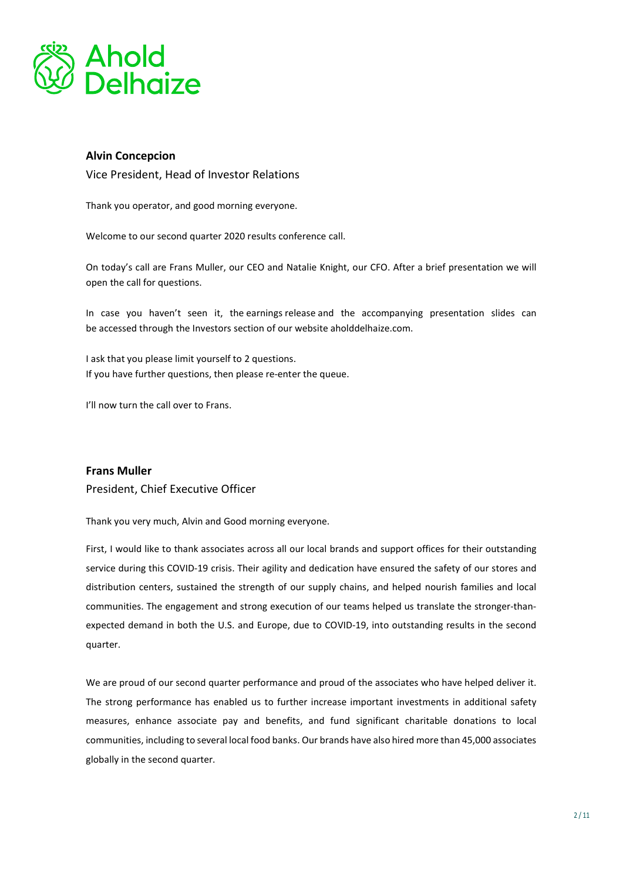**Alvin Concepcion**

Vice President, Head of Investor Relations

Thank you operator, and good morning everyone.

Welcome to our second quarter 2020 results conference call.

On today's call are Frans Muller, our CEO and Natalie Knight, our CFO. After a brief presentation we will open the call for questions.

In case you haven't seen it, the earnings release and the accompanying presentation slides can be accessed through the Investors section of our website aholddelhaize.com.

I ask that you please limit yourself to 2 questions.
If you have further questions, then please re-enter the queue.

I'll now turn the call over to Frans.

**Frans Muller**

President, Chief Executive Officer

Thank you very much, Alvin and Good morning everyone.

First, I would like to thank associates across all our local brands and support offices for their outstanding service during this COVID-19 crisis. Their agility and dedication have ensured the safety of our stores and distribution centers, sustained the strength of our supply chains, and helped nourish families and local communities. The engagement and strong execution of our teams helped us translate the stronger-than-expected demand in both the U.S. and Europe, due to COVID-19, into outstanding results in the second quarter.

We are proud of our second quarter performance and proud of the associates who have helped deliver it. The strong performance has enabled us to further increase important investments in additional safety measures, enhance associate pay and benefits, and fund significant charitable donations to local communities, including to several local food banks. Our brands have also hired more than 45,000 associates globally in the second quarter.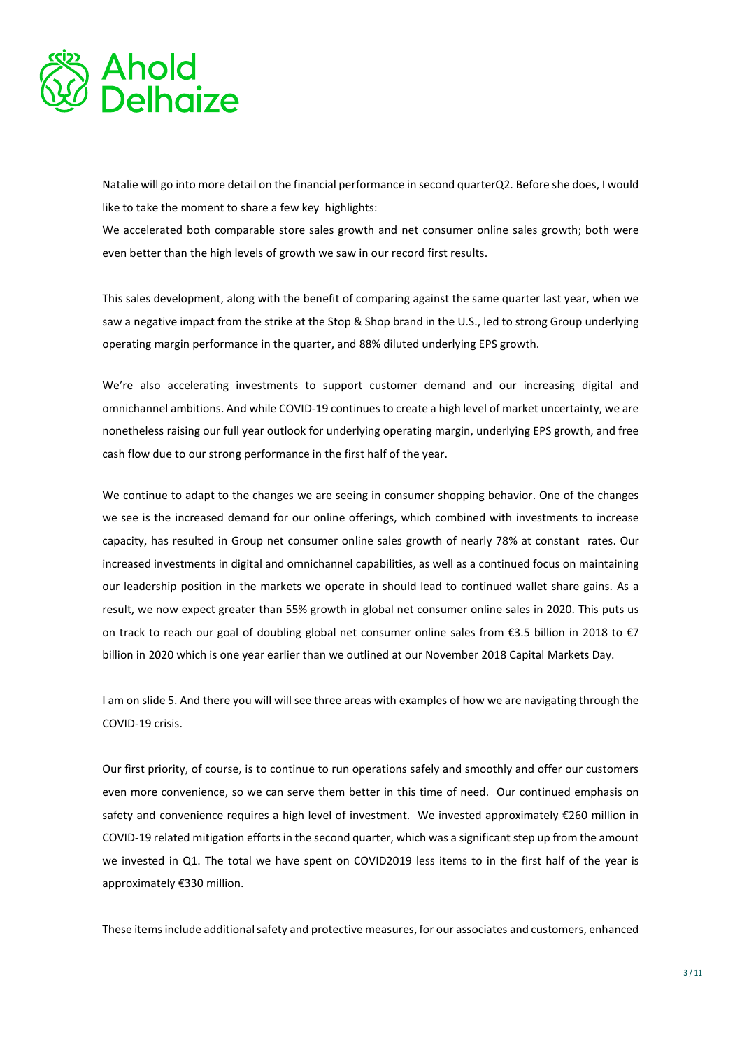Natalie will go into more detail on the financial performance in second quarterQ2. Before she does, I would like to take the moment to share a few key highlights:

We accelerated both comparable store sales growth and net consumer online sales growth; both were even better than the high levels of growth we saw in our record first results.

This sales development, along with the benefit of comparing against the same quarter last year, when we saw a negative impact from the strike at the Stop & Shop brand in the U.S., led to strong Group underlying operating margin performance in the quarter, and 88% diluted underlying EPS growth.

We're also accelerating investments to support customer demand and our increasing digital and omnichannel ambitions. And while COVID-19 continues to create a high level of market uncertainty, we are nonetheless raising our full year outlook for underlying operating margin, underlying EPS growth, and free cash flow due to our strong performance in the first half of the year.

We continue to adapt to the changes we are seeing in consumer shopping behavior. One of the changes we see is the increased demand for our online offerings, which combined with investments to increase capacity, has resulted in Group net consumer online sales growth of nearly 78% at constant rates. Our increased investments in digital and omnichannel capabilities, as well as a continued focus on maintaining our leadership position in the markets we operate in should lead to continued wallet share gains. As a result, we now expect greater than 55% growth in global net consumer online sales in 2020. This puts us on track to reach our goal of doubling global net consumer online sales from €3.5 billion in 2018 to €7 billion in 2020 which is one year earlier than we outlined at our November 2018 Capital Markets Day.

I am on slide 5. And there you will will see three areas with examples of how we are navigating through the COVID-19 crisis.

Our first priority, of course, is to continue to run operations safely and smoothly and offer our customers even more convenience, so we can serve them better in this time of need. Our continued emphasis on safety and convenience requires a high level of investment. We invested approximately €260 million in COVID-19 related mitigation efforts in the second quarter, which was a significant step up from the amount we invested in Q1. The total we have spent on COVID2019 less items to in the first half of the year is approximately €330 million.

These items include additional safety and protective measures, for our associates and customers, enhanced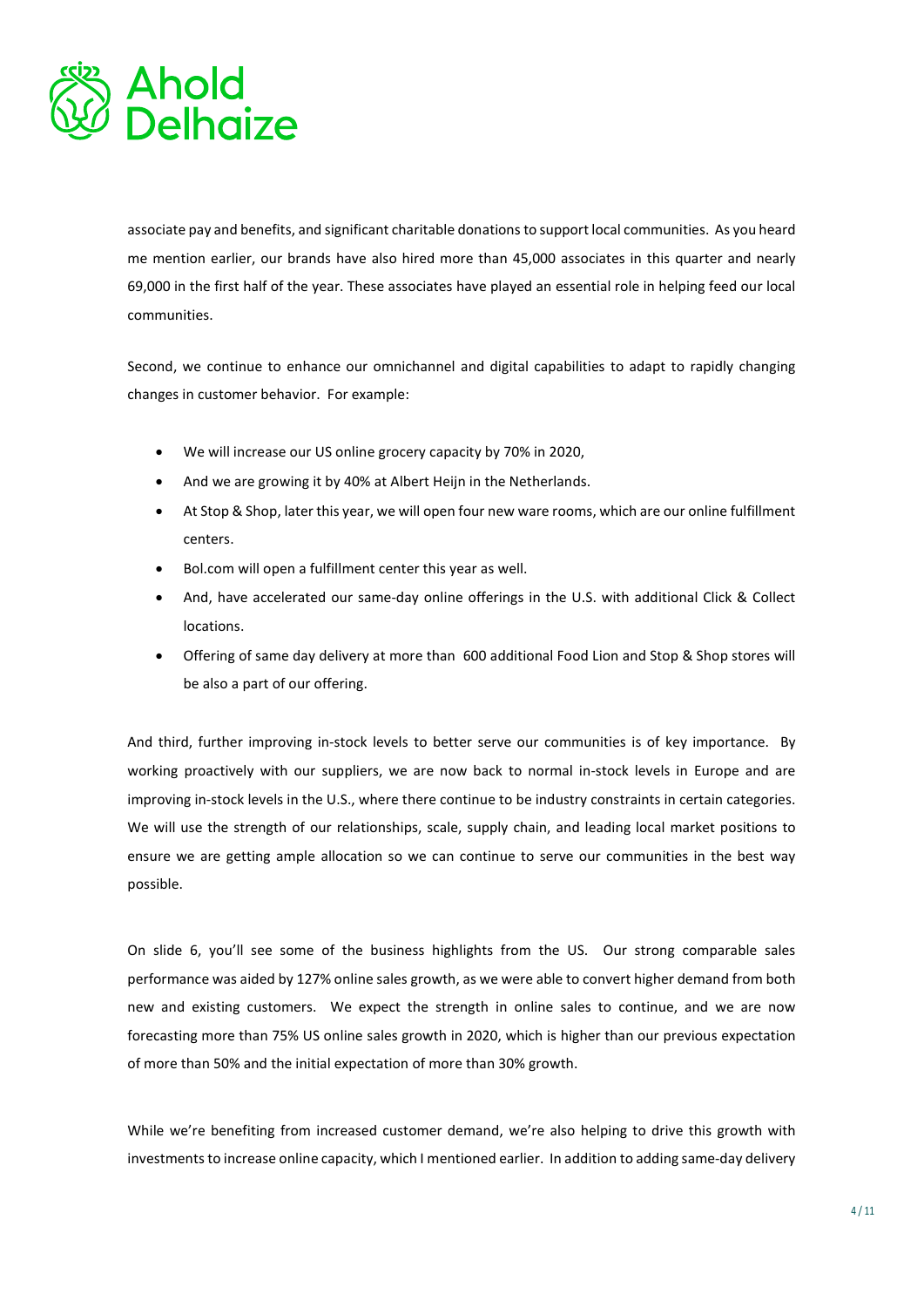associate pay and benefits, and significant charitable donations to support local communities. As you heard me mention earlier, our brands have also hired more than 45,000 associates in this quarter and nearly 69,000 in the first half of the year. These associates have played an essential role in helping feed our local communities.

Second, we continue to enhance our omnichannel and digital capabilities to adapt to rapidly changing changes in customer behavior. For example:

- We will increase our US online grocery capacity by 70% in 2020,
- And we are growing it by 40% at Albert Heijn in the Netherlands.
- At Stop & Shop, later this year, we will open four new ware rooms, which are our online fulfillment centers.
- Bol.com will open a fulfillment center this year as well.
- And, have accelerated our same-day online offerings in the U.S. with additional Click & Collect locations.
- Offering of same day delivery at more than 600 additional Food Lion and Stop & Shop stores will be also a part of our offering.

And third, further improving in-stock levels to better serve our communities is of key importance. By working proactively with our suppliers, we are now back to normal in-stock levels in Europe and are improving in-stock levels in the U.S., where there continue to be industry constraints in certain categories. We will use the strength of our relationships, scale, supply chain, and leading local market positions to ensure we are getting ample allocation so we can continue to serve our communities in the best way possible.

On slide 6, you'll see some of the business highlights from the US. Our strong comparable sales performance was aided by 127% online sales growth, as we were able to convert higher demand from both new and existing customers. We expect the strength in online sales to continue, and we are now forecasting more than 75% US online sales growth in 2020, which is higher than our previous expectation of more than 50% and the initial expectation of more than 30% growth.

While we're benefiting from increased customer demand, we're also helping to drive this growth with investments to increase online capacity, which I mentioned earlier. In addition to adding same-day delivery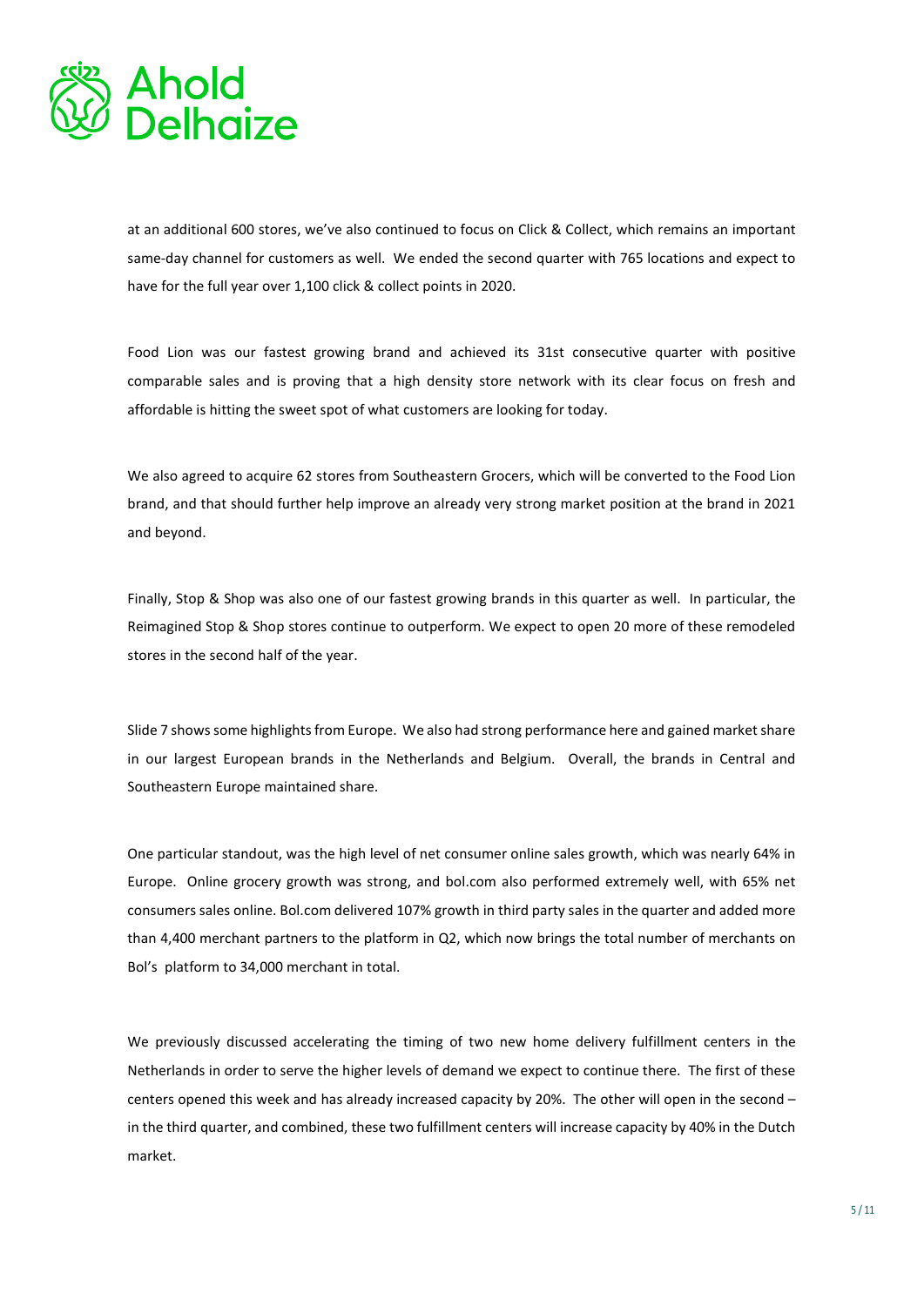at an additional 600 stores, we've also continued to focus on Click & Collect, which remains an important same-day channel for customers as well. We ended the second quarter with 765 locations and expect to have for the full year over 1,100 click & collect points in 2020.

Food Lion was our fastest growing brand and achieved its 31st consecutive quarter with positive comparable sales and is proving that a high density store network with its clear focus on fresh and affordable is hitting the sweet spot of what customers are looking for today.

We also agreed to acquire 62 stores from Southeastern Grocers, which will be converted to the Food Lion brand, and that should further help improve an already very strong market position at the brand in 2021 and beyond.

Finally, Stop & Shop was also one of our fastest growing brands in this quarter as well. In particular, the Reimagined Stop & Shop stores continue to outperform. We expect to open 20 more of these remodeled stores in the second half of the year.

Slide 7 shows some highlights from Europe. We also had strong performance here and gained market share in our largest European brands in the Netherlands and Belgium. Overall, the brands in Central and Southeastern Europe maintained share.

One particular standout, was the high level of net consumer online sales growth, which was nearly 64% in Europe. Online grocery growth was strong, and bol.com also performed extremely well, with 65% net consumers sales online. Bol.com delivered 107% growth in third party sales in the quarter and added more than 4,400 merchant partners to the platform in Q2, which now brings the total number of merchants on Bol's platform to 34,000 merchant in total.

We previously discussed accelerating the timing of two new home delivery fulfillment centers in the Netherlands in order to serve the higher levels of demand we expect to continue there. The first of these centers opened this week and has already increased capacity by 20%. The other will open in the second – in the third quarter, and combined, these two fulfillment centers will increase capacity by 40% in the Dutch market.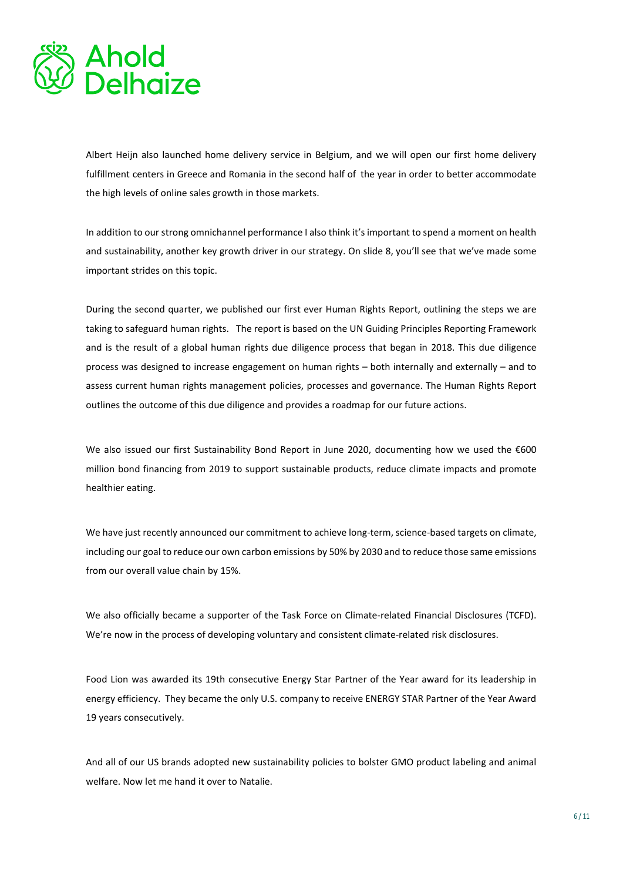Albert Heijn also launched home delivery service in Belgium, and we will open our first home delivery fulfillment centers in Greece and Romania in the second half of the year in order to better accommodate the high levels of online sales growth in those markets.

In addition to our strong omnichannel performance I also think it's important to spend a moment on health and sustainability, another key growth driver in our strategy. On slide 8, you'll see that we've made some important strides on this topic.

During the second quarter, we published our first ever Human Rights Report, outlining the steps we are taking to safeguard human rights. The report is based on the UN Guiding Principles Reporting Framework and is the result of a global human rights due diligence process that began in 2018. This due diligence process was designed to increase engagement on human rights – both internally and externally – and to assess current human rights management policies, processes and governance. The Human Rights Report outlines the outcome of this due diligence and provides a roadmap for our future actions.

We also issued our first Sustainability Bond Report in June 2020, documenting how we used the €600 million bond financing from 2019 to support sustainable products, reduce climate impacts and promote healthier eating.

We have just recently announced our commitment to achieve long-term, science-based targets on climate, including our goal to reduce our own carbon emissions by 50% by 2030 and to reduce those same emissions from our overall value chain by 15%.

We also officially became a supporter of the Task Force on Climate-related Financial Disclosures (TCFD). We're now in the process of developing voluntary and consistent climate-related risk disclosures.

Food Lion was awarded its 19th consecutive Energy Star Partner of the Year award for its leadership in energy efficiency. They became the only U.S. company to receive ENERGY STAR Partner of the Year Award 19 years consecutively.

And all of our US brands adopted new sustainability policies to bolster GMO product labeling and animal welfare. Now let me hand it over to Natalie.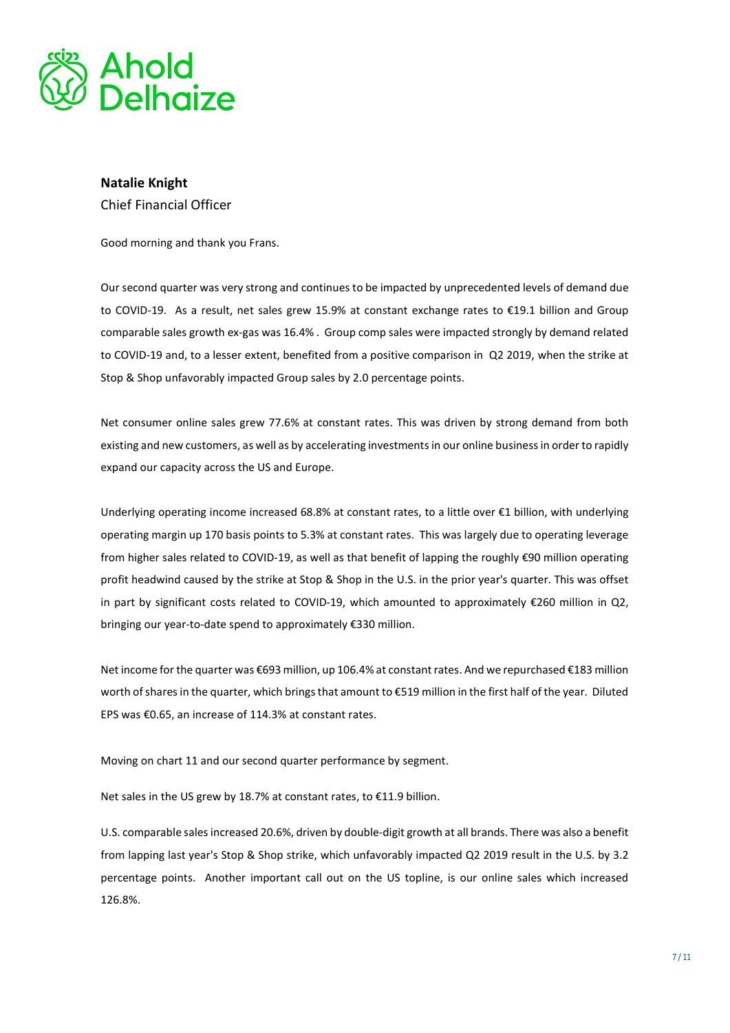**Natalie Knight**
Chief Financial Officer

Good morning and thank you Frans.

Our second quarter was very strong and continues to be impacted by unprecedented levels of demand due to COVID-19. As a result, net sales grew 15.9% at constant exchange rates to €19.1 billion and Group comparable sales growth ex-gas was 16.4% . Group comp sales were impacted strongly by demand related to COVID-19 and, to a lesser extent, benefited from a positive comparison in Q2 2019, when the strike at Stop & Shop unfavorably impacted Group sales by 2.0 percentage points.

Net consumer online sales grew 77.6% at constant rates. This was driven by strong demand from both existing and new customers, as well as by accelerating investments in our online business in order to rapidly expand our capacity across the US and Europe.

Underlying operating income increased 68.8% at constant rates, to a little over €1 billion, with underlying operating margin up 170 basis points to 5.3% at constant rates. This was largely due to operating leverage from higher sales related to COVID-19, as well as that benefit of lapping the roughly €90 million operating profit headwind caused by the strike at Stop & Shop in the U.S. in the prior year's quarter. This was offset in part by significant costs related to COVID-19, which amounted to approximately €260 million in Q2, bringing our year-to-date spend to approximately €330 million.

Net income for the quarter was €693 million, up 106.4% at constant rates. And we repurchased €183 million worth of shares in the quarter, which brings that amount to €519 million in the first half of the year. Diluted EPS was €0.65, an increase of 114.3% at constant rates.

Moving on chart 11 and our second quarter performance by segment.

Net sales in the US grew by 18.7% at constant rates, to €11.9 billion.

U.S. comparable sales increased 20.6%, driven by double-digit growth at all brands. There was also a benefit from lapping last year's Stop & Shop strike, which unfavorably impacted Q2 2019 result in the U.S. by 3.2 percentage points. Another important call out on the US topline, is our online sales which increased 126.8%.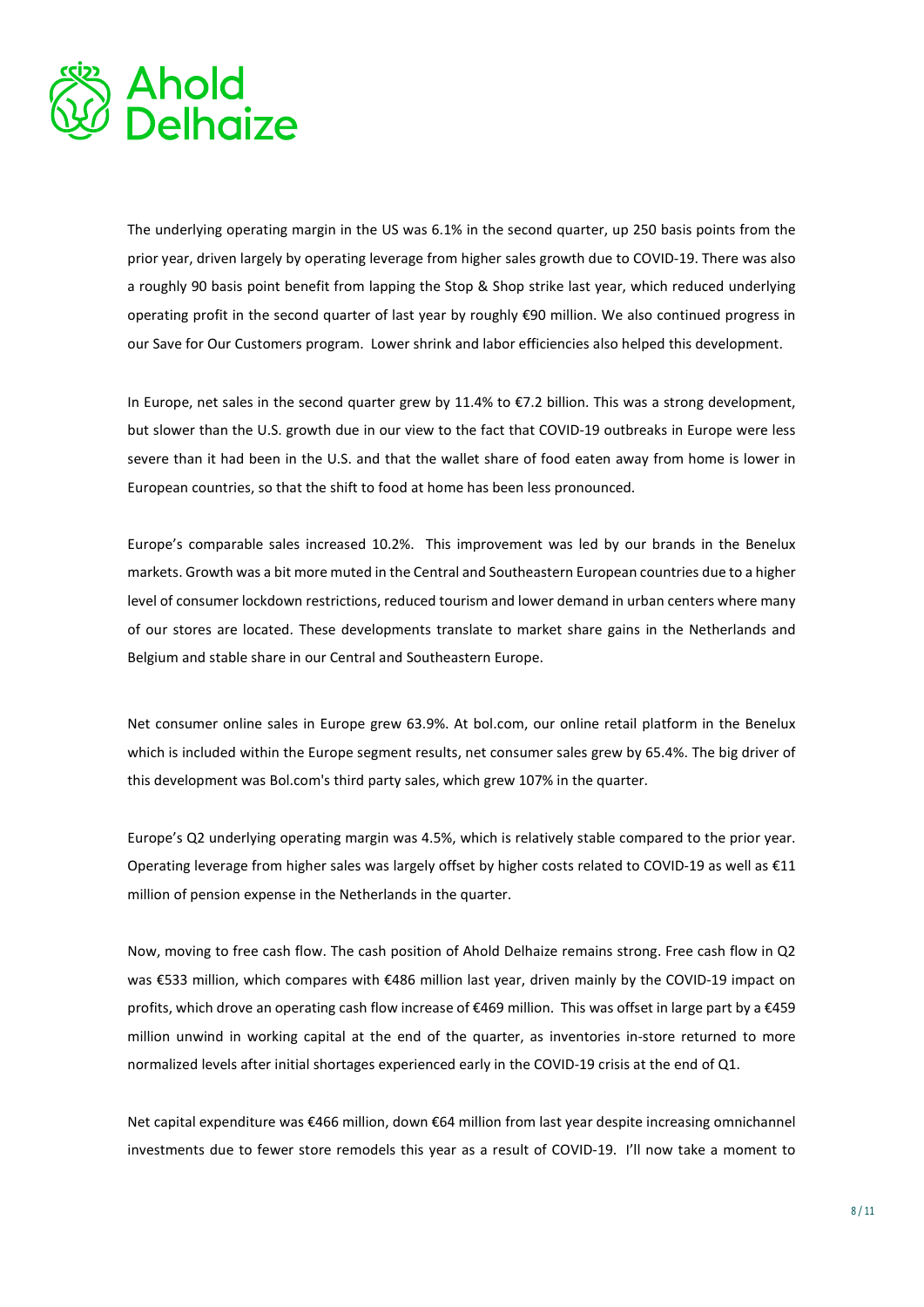The underlying operating margin in the US was 6.1% in the second quarter, up 250 basis points from the prior year, driven largely by operating leverage from higher sales growth due to COVID-19. There was also a roughly 90 basis point benefit from lapping the Stop & Shop strike last year, which reduced underlying operating profit in the second quarter of last year by roughly €90 million. We also continued progress in our Save for Our Customers program. Lower shrink and labor efficiencies also helped this development.

In Europe, net sales in the second quarter grew by 11.4% to €7.2 billion. This was a strong development, but slower than the U.S. growth due in our view to the fact that COVID-19 outbreaks in Europe were less severe than it had been in the U.S. and that the wallet share of food eaten away from home is lower in European countries, so that the shift to food at home has been less pronounced.

Europe's comparable sales increased 10.2%. This improvement was led by our brands in the Benelux markets. Growth was a bit more muted in the Central and Southeastern European countries due to a higher level of consumer lockdown restrictions, reduced tourism and lower demand in urban centers where many of our stores are located. These developments translate to market share gains in the Netherlands and Belgium and stable share in our Central and Southeastern Europe.

Net consumer online sales in Europe grew 63.9%. At bol.com, our online retail platform in the Benelux which is included within the Europe segment results, net consumer sales grew by 65.4%. The big driver of this development was Bol.com's third party sales, which grew 107% in the quarter.

Europe's Q2 underlying operating margin was 4.5%, which is relatively stable compared to the prior year. Operating leverage from higher sales was largely offset by higher costs related to COVID-19 as well as €11 million of pension expense in the Netherlands in the quarter.

Now, moving to free cash flow. The cash position of Ahold Delhaize remains strong. Free cash flow in Q2 was €533 million, which compares with €486 million last year, driven mainly by the COVID-19 impact on profits, which drove an operating cash flow increase of €469 million. This was offset in large part by a €459 million unwind in working capital at the end of the quarter, as inventories in-store returned to more normalized levels after initial shortages experienced early in the COVID-19 crisis at the end of Q1.

Net capital expenditure was €466 million, down €64 million from last year despite increasing omnichannel investments due to fewer store remodels this year as a result of COVID-19. I'll now take a moment to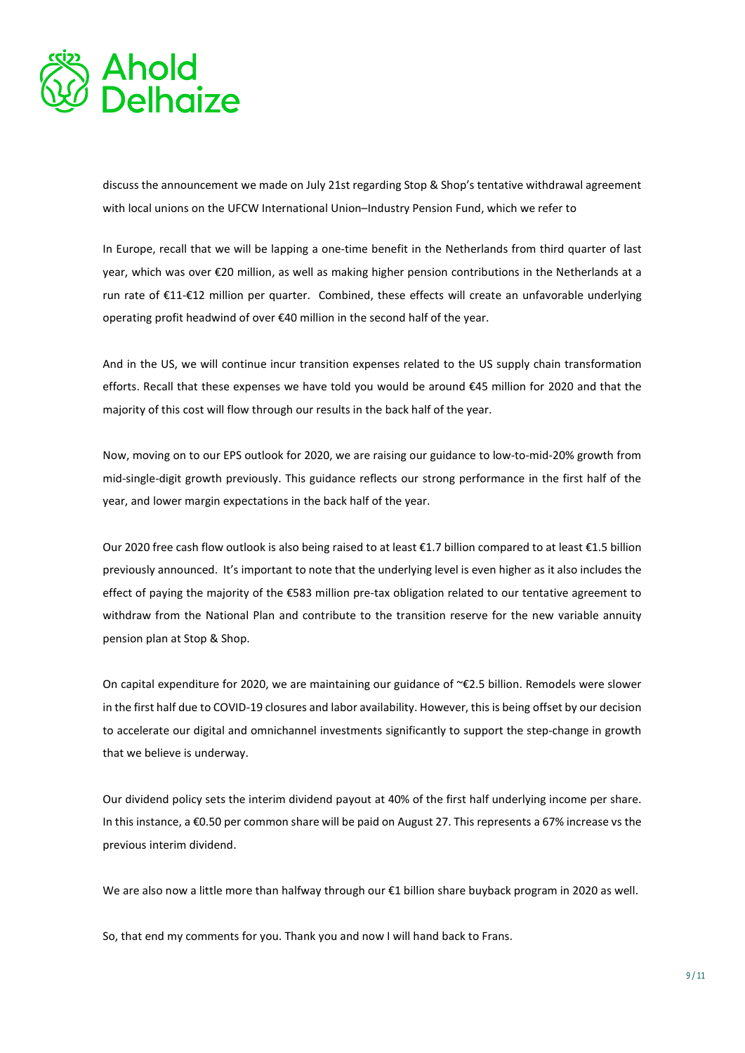discuss the announcement we made on July 21st regarding Stop & Shop's tentative withdrawal agreement with local unions on the UFCW International Union–Industry Pension Fund, which we refer to

In Europe, recall that we will be lapping a one-time benefit in the Netherlands from third quarter of last year, which was over €20 million, as well as making higher pension contributions in the Netherlands at a run rate of €11-€12 million per quarter. Combined, these effects will create an unfavorable underlying operating profit headwind of over €40 million in the second half of the year.

And in the US, we will continue incur transition expenses related to the US supply chain transformation efforts. Recall that these expenses we have told you would be around €45 million for 2020 and that the majority of this cost will flow through our results in the back half of the year.

Now, moving on to our EPS outlook for 2020, we are raising our guidance to low-to-mid-20% growth from mid-single-digit growth previously. This guidance reflects our strong performance in the first half of the year, and lower margin expectations in the back half of the year.

Our 2020 free cash flow outlook is also being raised to at least €1.7 billion compared to at least €1.5 billion previously announced. It's important to note that the underlying level is even higher as it also includes the effect of paying the majority of the €583 million pre-tax obligation related to our tentative agreement to withdraw from the National Plan and contribute to the transition reserve for the new variable annuity pension plan at Stop & Shop.

On capital expenditure for 2020, we are maintaining our guidance of ~€2.5 billion. Remodels were slower in the first half due to COVID-19 closures and labor availability. However, this is being offset by our decision to accelerate our digital and omnichannel investments significantly to support the step-change in growth that we believe is underway.

Our dividend policy sets the interim dividend payout at 40% of the first half underlying income per share. In this instance, a €0.50 per common share will be paid on August 27. This represents a 67% increase vs the previous interim dividend.

We are also now a little more than halfway through our €1 billion share buyback program in 2020 as well.

So, that end my comments for you. Thank you and now I will hand back to Frans.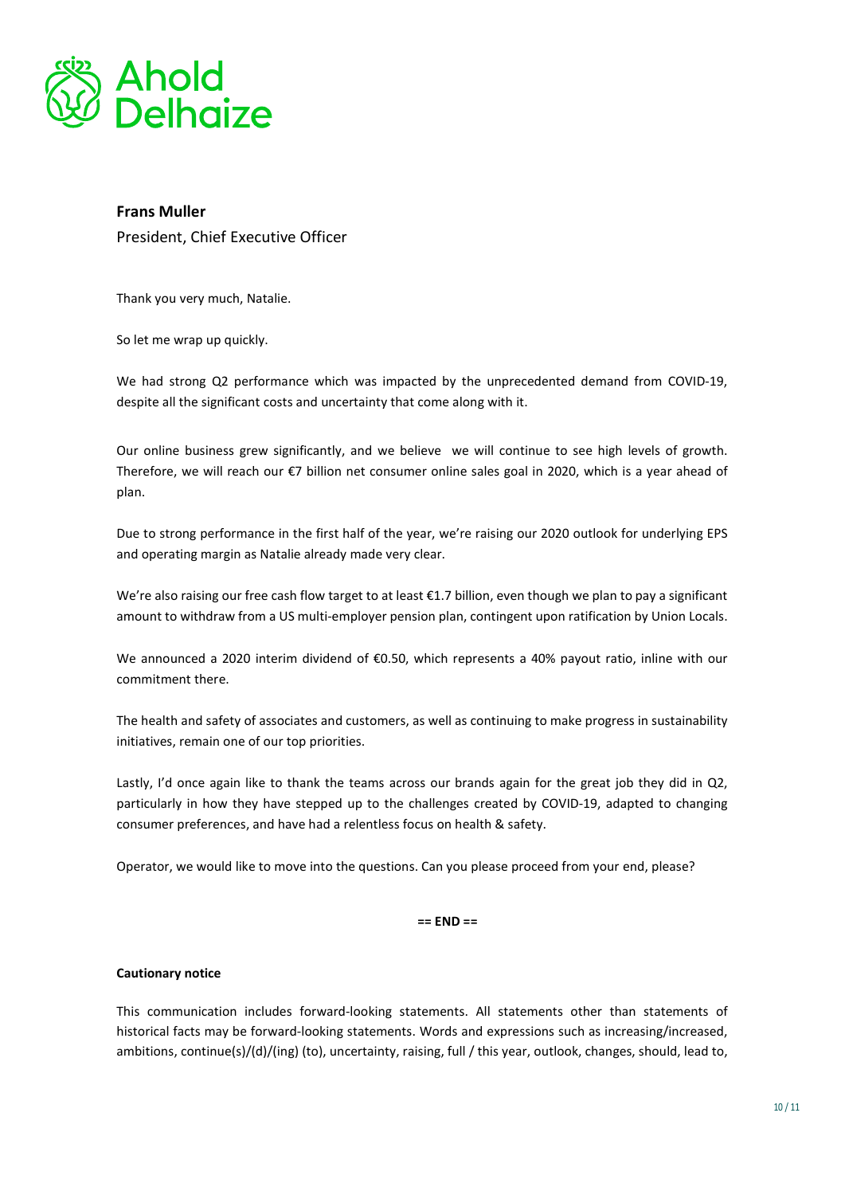**Frans Muller**

President, Chief Executive Officer

Thank you very much, Natalie.

So let me wrap up quickly.

We had strong Q2 performance which was impacted by the unprecedented demand from COVID-19, despite all the significant costs and uncertainty that come along with it.

Our online business grew significantly, and we believe we will continue to see high levels of growth. Therefore, we will reach our €7 billion net consumer online sales goal in 2020, which is a year ahead of plan.

Due to strong performance in the first half of the year, we're raising our 2020 outlook for underlying EPS and operating margin as Natalie already made very clear.

We're also raising our free cash flow target to at least €1.7 billion, even though we plan to pay a significant amount to withdraw from a US multi-employer pension plan, contingent upon ratification by Union Locals.

We announced a 2020 interim dividend of €0.50, which represents a 40% payout ratio, inline with our commitment there.

The health and safety of associates and customers, as well as continuing to make progress in sustainability initiatives, remain one of our top priorities.

Lastly, I'd once again like to thank the teams across our brands again for the great job they did in Q2, particularly in how they have stepped up to the challenges created by COVID-19, adapted to changing consumer preferences, and have had a relentless focus on health & safety.

Operator, we would like to move into the questions. Can you please proceed from your end, please?

**== END ==**

**Cautionary notice**

This communication includes forward-looking statements. All statements other than statements of historical facts may be forward-looking statements. Words and expressions such as increasing/increased, ambitions, continue(s)/(d)/(ing) (to), uncertainty, raising, full / this year, outlook, changes, should, lead to,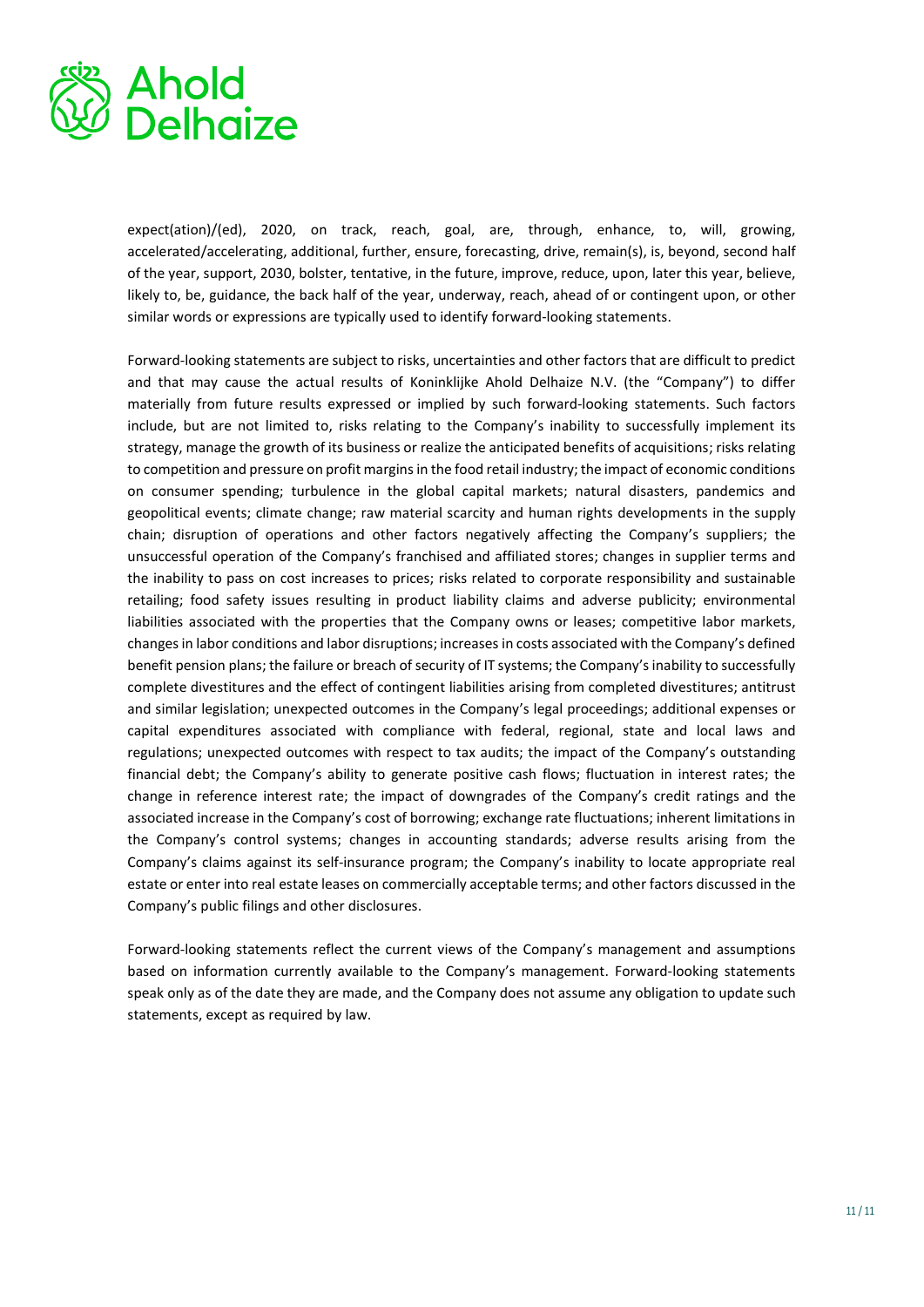expect(ation)/(ed), 2020, on track, reach, goal, are, through, enhance, to, will, growing, accelerated/accelerating, additional, further, ensure, forecasting, drive, remain(s), is, beyond, second half of the year, support, 2030, bolster, tentative, in the future, improve, reduce, upon, later this year, believe, likely to, be, guidance, the back half of the year, underway, reach, ahead of or contingent upon, or other similar words or expressions are typically used to identify forward-looking statements.

Forward-looking statements are subject to risks, uncertainties and other factors that are difficult to predict and that may cause the actual results of Koninklijke Ahold Delhaize N.V. (the "Company") to differ materially from future results expressed or implied by such forward-looking statements. Such factors include, but are not limited to, risks relating to the Company's inability to successfully implement its strategy, manage the growth of its business or realize the anticipated benefits of acquisitions; risks relating to competition and pressure on profit margins in the food retail industry; the impact of economic conditions on consumer spending; turbulence in the global capital markets; natural disasters, pandemics and geopolitical events; climate change; raw material scarcity and human rights developments in the supply chain; disruption of operations and other factors negatively affecting the Company's suppliers; the unsuccessful operation of the Company's franchised and affiliated stores; changes in supplier terms and the inability to pass on cost increases to prices; risks related to corporate responsibility and sustainable retailing; food safety issues resulting in product liability claims and adverse publicity; environmental liabilities associated with the properties that the Company owns or leases; competitive labor markets, changes in labor conditions and labor disruptions; increases in costs associated with the Company's defined benefit pension plans; the failure or breach of security of IT systems; the Company's inability to successfully complete divestitures and the effect of contingent liabilities arising from completed divestitures; antitrust and similar legislation; unexpected outcomes in the Company's legal proceedings; additional expenses or capital expenditures associated with compliance with federal, regional, state and local laws and regulations; unexpected outcomes with respect to tax audits; the impact of the Company's outstanding financial debt; the Company's ability to generate positive cash flows; fluctuation in interest rates; the change in reference interest rate; the impact of downgrades of the Company's credit ratings and the associated increase in the Company's cost of borrowing; exchange rate fluctuations; inherent limitations in the Company's control systems; changes in accounting standards; adverse results arising from the Company's claims against its self-insurance program; the Company's inability to locate appropriate real estate or enter into real estate leases on commercially acceptable terms; and other factors discussed in the Company's public filings and other disclosures.

Forward-looking statements reflect the current views of the Company's management and assumptions based on information currently available to the Company's management. Forward-looking statements speak only as of the date they are made, and the Company does not assume any obligation to update such statements, except as required by law.